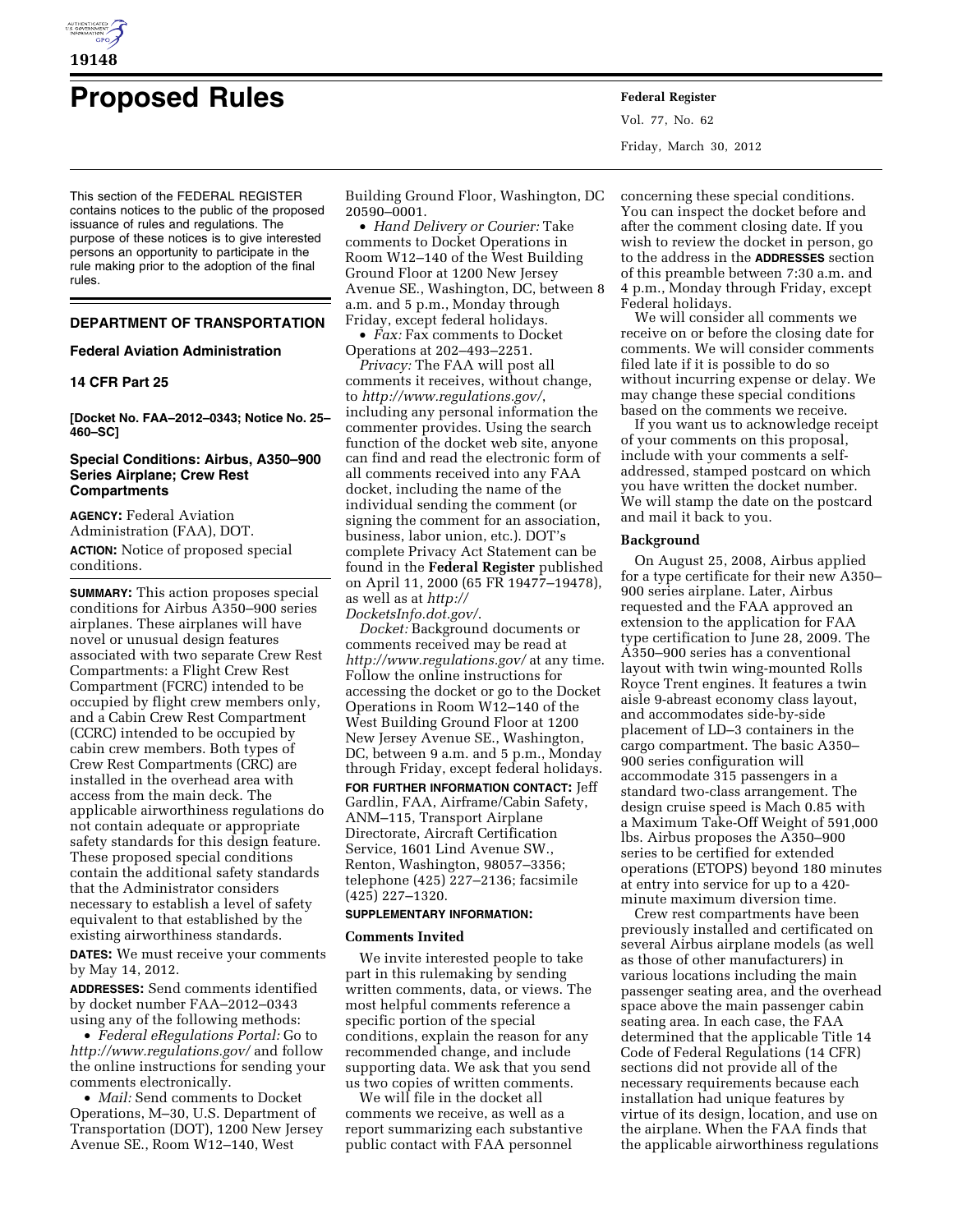# Proposed Rules

This section of the FEDERAL REGISTER contains notices to the public of the proposed issuance of rules and regulations. The purpose of these notices is to give interested persons an opportunity to participate in the rule making prior to the adoption of the final rules.

## DEPARTMENT OF TRANSPORTATION

### Federal Aviation Administration

### 14 CFR Part 25

**[Docket No. FAA–2012–0343; Notice No. 25–460–SC]**

### Special Conditions: Airbus, A350–900 Series Airplane; Crew Rest Compartments

**AGENCY:** Federal Aviation Administration (FAA), DOT.

**ACTION:** Notice of proposed special conditions.

**SUMMARY:** This action proposes special conditions for Airbus A350–900 series airplanes. These airplanes will have novel or unusual design features associated with two separate Crew Rest Compartments: a Flight Crew Rest Compartment (FCRC) intended to be occupied by flight crew members only, and a Cabin Crew Rest Compartment (CCRC) intended to be occupied by cabin crew members. Both types of Crew Rest Compartments (CRC) are installed in the overhead area with access from the main deck. The applicable airworthiness regulations do not contain adequate or appropriate safety standards for this design feature. These proposed special conditions contain the additional safety standards that the Administrator considers necessary to establish a level of safety equivalent to that established by the existing airworthiness standards.

**DATES:** We must receive your comments by May 14, 2012.

**ADDRESSES:** Send comments identified by docket number FAA–2012–0343 using any of the following methods:

- *Federal eRegulations Portal:* Go to *http://www.regulations.gov/* and follow the online instructions for sending your comments electronically.
- *Mail:* Send comments to Docket Operations, M–30, U.S. Department of Transportation (DOT), 1200 New Jersey Avenue SE., Room W12–140, West Building Ground Floor, Washington, DC 20590–0001.
- *Hand Delivery or Courier:* Take comments to Docket Operations in Room W12–140 of the West Building Ground Floor at 1200 New Jersey Avenue SE., Washington, DC, between 8 a.m. and 5 p.m., Monday through Friday, except federal holidays.
- *Fax:* Fax comments to Docket Operations at 202–493–2251.

*Privacy:* The FAA will post all comments it receives, without change, to *http://www.regulations.gov/*, including any personal information the commenter provides. Using the search function of the docket web site, anyone can find and read the electronic form of all comments received into any FAA docket, including the name of the individual sending the comment (or signing the comment for an association, business, labor union, etc.). DOT's complete Privacy Act Statement can be found in the **Federal Register** published on April 11, 2000 (65 FR 19477–19478), as well as at *http://DocketsInfo.dot.gov/*.

*Docket:* Background documents or comments received may be read at *http://www.regulations.gov/* at any time. Follow the online instructions for accessing the docket or go to the Docket Operations in Room W12–140 of the West Building Ground Floor at 1200 New Jersey Avenue SE., Washington, DC, between 9 a.m. and 5 p.m., Monday through Friday, except federal holidays.

**FOR FURTHER INFORMATION CONTACT:** Jeff Gardlin, FAA, Airframe/Cabin Safety, ANM–115, Transport Airplane Directorate, Aircraft Certification Service, 1601 Lind Avenue SW., Renton, Washington, 98057–3356; telephone (425) 227–2136; facsimile (425) 227–1320.

**SUPPLEMENTARY INFORMATION:**

#### Comments Invited

We invite interested people to take part in this rulemaking by sending written comments, data, or views. The most helpful comments reference a specific portion of the special conditions, explain the reason for any recommended change, and include supporting data. We ask that you send us two copies of written comments.

We will file in the docket all comments we receive, as well as a report summarizing each substantive public contact with FAA personnel concerning these special conditions. You can inspect the docket before and after the comment closing date. If you wish to review the docket in person, go to the address in the **ADDRESSES** section of this preamble between 7:30 a.m. and 4 p.m., Monday through Friday, except Federal holidays.

We will consider all comments we receive on or before the closing date for comments. We will consider comments filed late if it is possible to do so without incurring expense or delay. We may change these special conditions based on the comments we receive.

If you want us to acknowledge receipt of your comments on this proposal, include with your comments a self-addressed, stamped postcard on which you have written the docket number. We will stamp the date on the postcard and mail it back to you.

#### Background

On August 25, 2008, Airbus applied for a type certificate for their new A350–900 series airplane. Later, Airbus requested and the FAA approved an extension to the application for FAA type certification to June 28, 2009. The A350–900 series has a conventional layout with twin wing-mounted Rolls Royce Trent engines. It features a twin aisle 9-abreast economy class layout, and accommodates side-by-side placement of LD–3 containers in the cargo compartment. The basic A350–900 series configuration will accommodate 315 passengers in a standard two-class arrangement. The design cruise speed is Mach 0.85 with a Maximum Take-Off Weight of 591,000 lbs. Airbus proposes the A350–900 series to be certified for extended operations (ETOPS) beyond 180 minutes at entry into service for up to a 420-minute maximum diversion time.

Crew rest compartments have been previously installed and certificated on several Airbus airplane models (as well as those of other manufacturers) in various locations including the main passenger seating area, and the overhead space above the main passenger cabin seating area. In each case, the FAA determined that the applicable Title 14 Code of Federal Regulations (14 CFR) sections did not provide all of the necessary requirements because each installation had unique features by virtue of its design, location, and use on the airplane. When the FAA finds that the applicable airworthiness regulations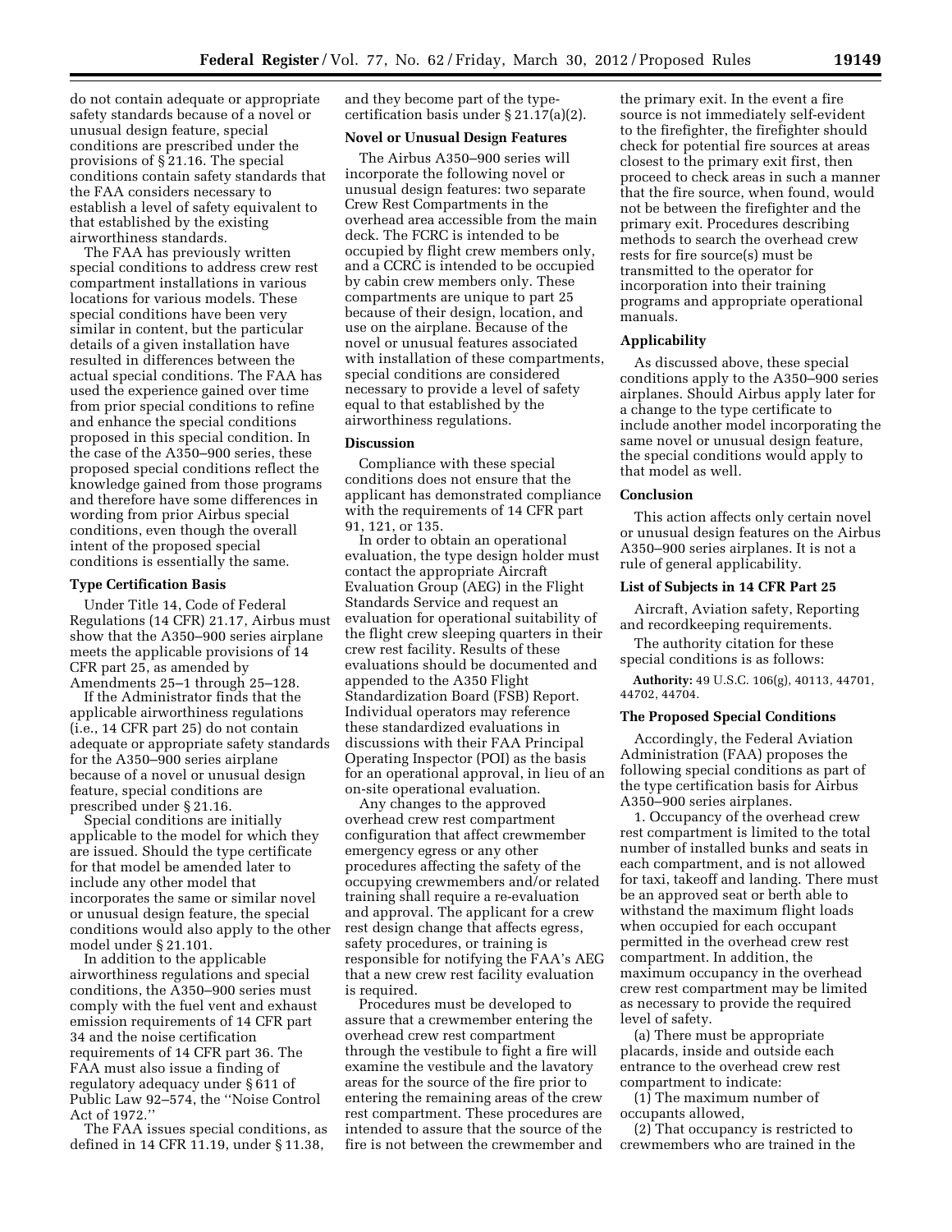do not contain adequate or appropriate safety standards because of a novel or unusual design feature, special conditions are prescribed under the provisions of § 21.16. The special conditions contain safety standards that the FAA considers necessary to establish a level of safety equivalent to that established by the existing airworthiness standards.

The FAA has previously written special conditions to address crew rest compartment installations in various locations for various models. These special conditions have been very similar in content, but the particular details of a given installation have resulted in differences between the actual special conditions. The FAA has used the experience gained over time from prior special conditions to refine and enhance the special conditions proposed in this special condition. In the case of the A350–900 series, these proposed special conditions reflect the knowledge gained from those programs and therefore have some differences in wording from prior Airbus special conditions, even though the overall intent of the proposed special conditions is essentially the same.

### Type Certification Basis

Under Title 14, Code of Federal Regulations (14 CFR) 21.17, Airbus must show that the A350–900 series airplane meets the applicable provisions of 14 CFR part 25, as amended by Amendments 25–1 through 25–128.

If the Administrator finds that the applicable airworthiness regulations (i.e., 14 CFR part 25) do not contain adequate or appropriate safety standards for the A350–900 series airplane because of a novel or unusual design feature, special conditions are prescribed under § 21.16.

Special conditions are initially applicable to the model for which they are issued. Should the type certificate for that model be amended later to include any other model that incorporates the same or similar novel or unusual design feature, the special conditions would also apply to the other model under § 21.101.

In addition to the applicable airworthiness regulations and special conditions, the A350–900 series must comply with the fuel vent and exhaust emission requirements of 14 CFR part 34 and the noise certification requirements of 14 CFR part 36. The FAA must also issue a finding of regulatory adequacy under § 611 of Public Law 92–574, the ''Noise Control Act of 1972.''

The FAA issues special conditions, as defined in 14 CFR 11.19, under § 11.38, and they become part of the type-certification basis under § 21.17(a)(2).

### Novel or Unusual Design Features

The Airbus A350–900 series will incorporate the following novel or unusual design features: two separate Crew Rest Compartments in the overhead area accessible from the main deck. The FCRC is intended to be occupied by flight crew members only, and a CCRC is intended to be occupied by cabin crew members only. These compartments are unique to part 25 because of their design, location, and use on the airplane. Because of the novel or unusual features associated with installation of these compartments, special conditions are considered necessary to provide a level of safety equal to that established by the airworthiness regulations.

### Discussion

Compliance with these special conditions does not ensure that the applicant has demonstrated compliance with the requirements of 14 CFR part 91, 121, or 135.

In order to obtain an operational evaluation, the type design holder must contact the appropriate Aircraft Evaluation Group (AEG) in the Flight Standards Service and request an evaluation for operational suitability of the flight crew sleeping quarters in their crew rest facility. Results of these evaluations should be documented and appended to the A350 Flight Standardization Board (FSB) Report. Individual operators may reference these standardized evaluations in discussions with their FAA Principal Operating Inspector (POI) as the basis for an operational approval, in lieu of an on-site operational evaluation.

Any changes to the approved overhead crew rest compartment configuration that affect crewmember emergency egress or any other procedures affecting the safety of the occupying crewmembers and/or related training shall require a re-evaluation and approval. The applicant for a crew rest design change that affects egress, safety procedures, or training is responsible for notifying the FAA's AEG that a new crew rest facility evaluation is required.

Procedures must be developed to assure that a crewmember entering the overhead crew rest compartment through the vestibule to fight a fire will examine the vestibule and the lavatory areas for the source of the fire prior to entering the remaining areas of the crew rest compartment. These procedures are intended to assure that the source of the fire is not between the crewmember and the primary exit. In the event a fire source is not immediately self-evident to the firefighter, the firefighter should check for potential fire sources at areas closest to the primary exit first, then proceed to check areas in such a manner that the fire source, when found, would not be between the firefighter and the primary exit. Procedures describing methods to search the overhead crew rests for fire source(s) must be transmitted to the operator for incorporation into their training programs and appropriate operational manuals.

### Applicability

As discussed above, these special conditions apply to the A350–900 series airplanes. Should Airbus apply later for a change to the type certificate to include another model incorporating the same novel or unusual design feature, the special conditions would apply to that model as well.

### Conclusion

This action affects only certain novel or unusual design features on the Airbus A350–900 series airplanes. It is not a rule of general applicability.

### List of Subjects in 14 CFR Part 25

Aircraft, Aviation safety, Reporting and recordkeeping requirements.

The authority citation for these special conditions is as follows:

**Authority:** 49 U.S.C. 106(g), 40113, 44701, 44702, 44704.

### The Proposed Special Conditions

Accordingly, the Federal Aviation Administration (FAA) proposes the following special conditions as part of the type certification basis for Airbus A350–900 series airplanes.

1. Occupancy of the overhead crew rest compartment is limited to the total number of installed bunks and seats in each compartment, and is not allowed for taxi, takeoff and landing. There must be an approved seat or berth able to withstand the maximum flight loads when occupied for each occupant permitted in the overhead crew rest compartment. In addition, the maximum occupancy in the overhead crew rest compartment may be limited as necessary to provide the required level of safety.

(a) There must be appropriate placards, inside and outside each entrance to the overhead crew rest compartment to indicate:

(1) The maximum number of occupants allowed,

(2) That occupancy is restricted to crewmembers who are trained in the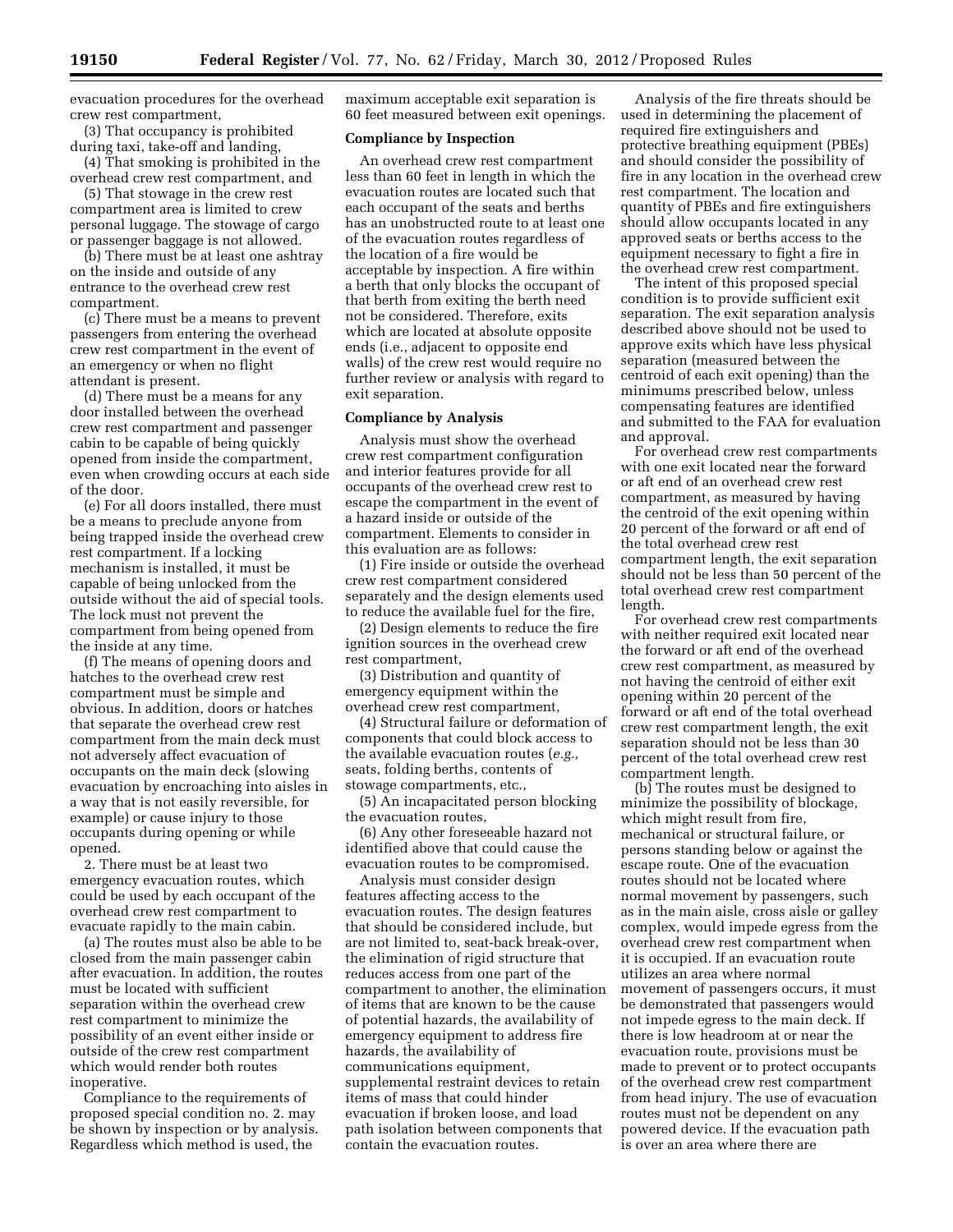evacuation procedures for the overhead crew rest compartment,

(3) That occupancy is prohibited during taxi, take-off and landing,

(4) That smoking is prohibited in the overhead crew rest compartment, and

(5) That stowage in the crew rest compartment area is limited to crew personal luggage. The stowage of cargo or passenger baggage is not allowed.

(b) There must be at least one ashtray on the inside and outside of any entrance to the overhead crew rest compartment.

(c) There must be a means to prevent passengers from entering the overhead crew rest compartment in the event of an emergency or when no flight attendant is present.

(d) There must be a means for any door installed between the overhead crew rest compartment and passenger cabin to be capable of being quickly opened from inside the compartment, even when crowding occurs at each side of the door.

(e) For all doors installed, there must be a means to preclude anyone from being trapped inside the overhead crew rest compartment. If a locking mechanism is installed, it must be capable of being unlocked from the outside without the aid of special tools. The lock must not prevent the compartment from being opened from the inside at any time.

(f) The means of opening doors and hatches to the overhead crew rest compartment must be simple and obvious. In addition, doors or hatches that separate the overhead crew rest compartment from the main deck must not adversely affect evacuation of occupants on the main deck (slowing evacuation by encroaching into aisles in a way that is not easily reversible, for example) or cause injury to those occupants during opening or while opened.

2. There must be at least two emergency evacuation routes, which could be used by each occupant of the overhead crew rest compartment to evacuate rapidly to the main cabin.

(a) The routes must also be able to be closed from the main passenger cabin after evacuation. In addition, the routes must be located with sufficient separation within the overhead crew rest compartment to minimize the possibility of an event either inside or outside of the crew rest compartment which would render both routes inoperative.

Compliance to the requirements of proposed special condition no. 2. may be shown by inspection or by analysis. Regardless which method is used, the maximum acceptable exit separation is 60 feet measured between exit openings.

**Compliance by Inspection**

An overhead crew rest compartment less than 60 feet in length in which the evacuation routes are located such that each occupant of the seats and berths has an unobstructed route to at least one of the evacuation routes regardless of the location of a fire would be acceptable by inspection. A fire within a berth that only blocks the occupant of that berth from exiting the berth need not be considered. Therefore, exits which are located at absolute opposite ends (i.e., adjacent to opposite end walls) of the crew rest would require no further review or analysis with regard to exit separation.

**Compliance by Analysis**

Analysis must show the overhead crew rest compartment configuration and interior features provide for all occupants of the overhead crew rest to escape the compartment in the event of a hazard inside or outside of the compartment. Elements to consider in this evaluation are as follows:

(1) Fire inside or outside the overhead crew rest compartment considered separately and the design elements used to reduce the available fuel for the fire,

(2) Design elements to reduce the fire ignition sources in the overhead crew rest compartment,

(3) Distribution and quantity of emergency equipment within the overhead crew rest compartment,

(4) Structural failure or deformation of components that could block access to the available evacuation routes (*e.g.,* seats, folding berths, contents of stowage compartments, etc.,

(5) An incapacitated person blocking the evacuation routes,

(6) Any other foreseeable hazard not identified above that could cause the evacuation routes to be compromised.

Analysis must consider design features affecting access to the evacuation routes. The design features that should be considered include, but are not limited to, seat-back break-over, the elimination of rigid structure that reduces access from one part of the compartment to another, the elimination of items that are known to be the cause of potential hazards, the availability of emergency equipment to address fire hazards, the availability of communications equipment, supplemental restraint devices to retain items of mass that could hinder evacuation if broken loose, and load path isolation between components that contain the evacuation routes.

Analysis of the fire threats should be used in determining the placement of required fire extinguishers and protective breathing equipment (PBEs) and should consider the possibility of fire in any location in the overhead crew rest compartment. The location and quantity of PBEs and fire extinguishers should allow occupants located in any approved seats or berths access to the equipment necessary to fight a fire in the overhead crew rest compartment.

The intent of this proposed special condition is to provide sufficient exit separation. The exit separation analysis described above should not be used to approve exits which have less physical separation (measured between the centroid of each exit opening) than the minimums prescribed below, unless compensating features are identified and submitted to the FAA for evaluation and approval.

For overhead crew rest compartments with one exit located near the forward or aft end of an overhead crew rest compartment, as measured by having the centroid of the exit opening within 20 percent of the forward or aft end of the total overhead crew rest compartment length, the exit separation should not be less than 50 percent of the total overhead crew rest compartment length.

For overhead crew rest compartments with neither required exit located near the forward or aft end of the overhead crew rest compartment, as measured by not having the centroid of either exit opening within 20 percent of the forward or aft end of the total overhead crew rest compartment length, the exit separation should not be less than 30 percent of the total overhead crew rest compartment length.

(b) The routes must be designed to minimize the possibility of blockage, which might result from fire, mechanical or structural failure, or persons standing below or against the escape route. One of the evacuation routes should not be located where normal movement by passengers, such as in the main aisle, cross aisle or galley complex, would impede egress from the overhead crew rest compartment when it is occupied. If an evacuation route utilizes an area where normal movement of passengers occurs, it must be demonstrated that passengers would not impede egress to the main deck. If there is low headroom at or near the evacuation route, provisions must be made to prevent or to protect occupants of the overhead crew rest compartment from head injury. The use of evacuation routes must not be dependent on any powered device. If the evacuation path is over an area where there are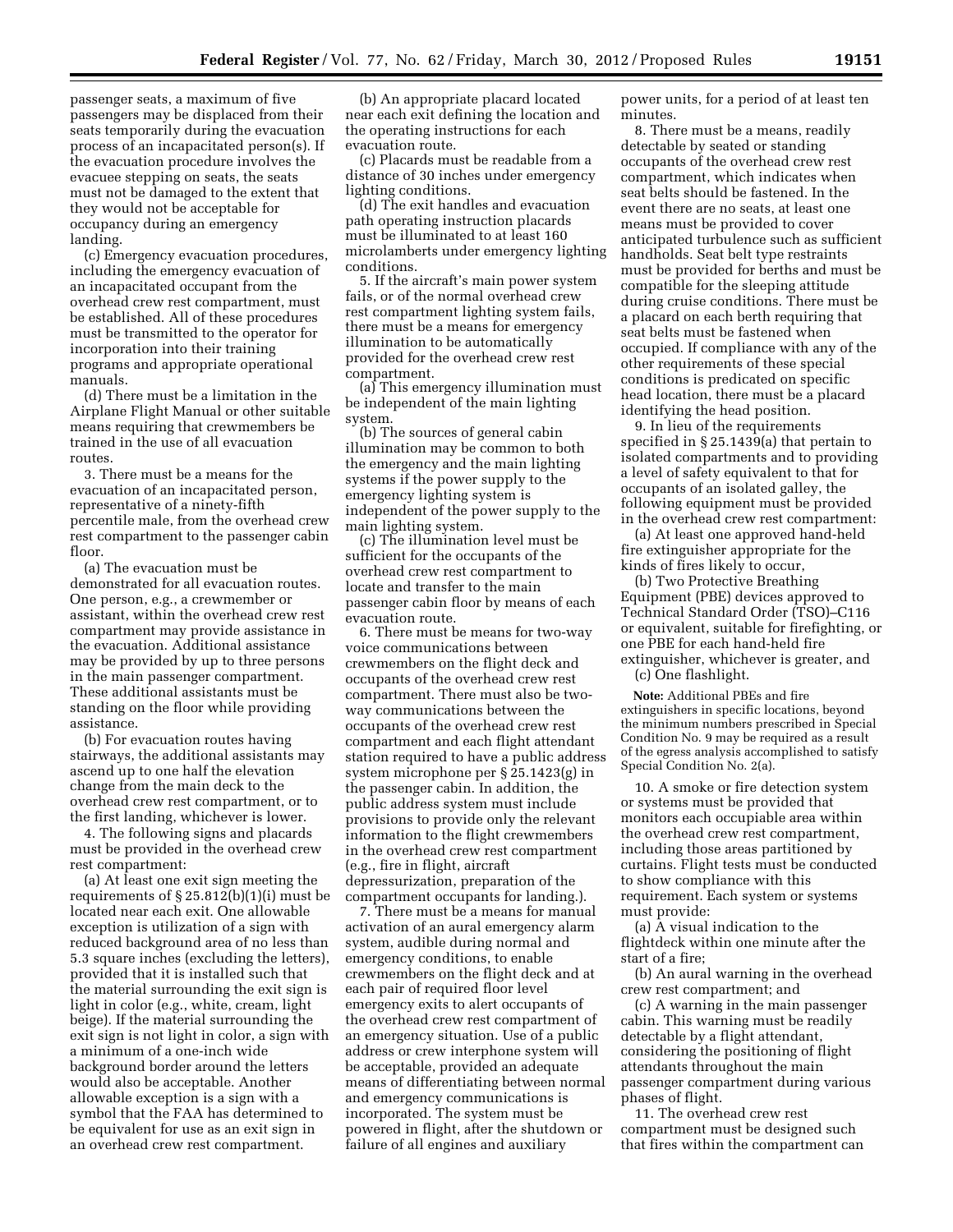passenger seats, a maximum of five passengers may be displaced from their seats temporarily during the evacuation process of an incapacitated person(s). If the evacuation procedure involves the evacuee stepping on seats, the seats must not be damaged to the extent that they would not be acceptable for occupancy during an emergency landing.

(c) Emergency evacuation procedures, including the emergency evacuation of an incapacitated occupant from the overhead crew rest compartment, must be established. All of these procedures must be transmitted to the operator for incorporation into their training programs and appropriate operational manuals.

(d) There must be a limitation in the Airplane Flight Manual or other suitable means requiring that crewmembers be trained in the use of all evacuation routes.

3. There must be a means for the evacuation of an incapacitated person, representative of a ninety-fifth percentile male, from the overhead crew rest compartment to the passenger cabin floor.

(a) The evacuation must be demonstrated for all evacuation routes. One person, e.g., a crewmember or assistant, within the overhead crew rest compartment may provide assistance in the evacuation. Additional assistance may be provided by up to three persons in the main passenger compartment. These additional assistants must be standing on the floor while providing assistance.

(b) For evacuation routes having stairways, the additional assistants may ascend up to one half the elevation change from the main deck to the overhead crew rest compartment, or to the first landing, whichever is lower.

4. The following signs and placards must be provided in the overhead crew rest compartment:

(a) At least one exit sign meeting the requirements of § 25.812(b)(1)(i) must be located near each exit. One allowable exception is utilization of a sign with reduced background area of no less than 5.3 square inches (excluding the letters), provided that it is installed such that the material surrounding the exit sign is light in color (e.g., white, cream, light beige). If the material surrounding the exit sign is not light in color, a sign with a minimum of a one-inch wide background border around the letters would also be acceptable. Another allowable exception is a sign with a symbol that the FAA has determined to be equivalent for use as an exit sign in an overhead crew rest compartment.

(b) An appropriate placard located near each exit defining the location and the operating instructions for each evacuation route.

(c) Placards must be readable from a distance of 30 inches under emergency lighting conditions.

(d) The exit handles and evacuation path operating instruction placards must be illuminated to at least 160 microlamberts under emergency lighting conditions.

5. If the aircraft's main power system fails, or of the normal overhead crew rest compartment lighting system fails, there must be a means for emergency illumination to be automatically provided for the overhead crew rest compartment.

(a) This emergency illumination must be independent of the main lighting system.

(b) The sources of general cabin illumination may be common to both the emergency and the main lighting systems if the power supply to the emergency lighting system is independent of the power supply to the main lighting system.

(c) The illumination level must be sufficient for the occupants of the overhead crew rest compartment to locate and transfer to the main passenger cabin floor by means of each evacuation route.

6. There must be means for two-way voice communications between crewmembers on the flight deck and occupants of the overhead crew rest compartment. There must also be two-way communications between the occupants of the overhead crew rest compartment and each flight attendant station required to have a public address system microphone per § 25.1423(g) in the passenger cabin. In addition, the public address system must include provisions to provide only the relevant information to the flight crewmembers in the overhead crew rest compartment (e.g., fire in flight, aircraft depressurization, preparation of the compartment occupants for landing.).

7. There must be a means for manual activation of an aural emergency alarm system, audible during normal and emergency conditions, to enable crewmembers on the flight deck and at each pair of required floor level emergency exits to alert occupants of the overhead crew rest compartment of an emergency situation. Use of a public address or crew interphone system will be acceptable, provided an adequate means of differentiating between normal and emergency communications is incorporated. The system must be powered in flight, after the shutdown or failure of all engines and auxiliary power units, for a period of at least ten minutes.

8. There must be a means, readily detectable by seated or standing occupants of the overhead crew rest compartment, which indicates when seat belts should be fastened. In the event there are no seats, at least one means must be provided to cover anticipated turbulence such as sufficient handholds. Seat belt type restraints must be provided for berths and must be compatible for the sleeping attitude during cruise conditions. There must be a placard on each berth requiring that seat belts must be fastened when occupied. If compliance with any of the other requirements of these special conditions is predicated on specific head location, there must be a placard identifying the head position.

9. In lieu of the requirements specified in § 25.1439(a) that pertain to isolated compartments and to providing a level of safety equivalent to that for occupants of an isolated galley, the following equipment must be provided in the overhead crew rest compartment:

(a) At least one approved hand-held fire extinguisher appropriate for the kinds of fires likely to occur,

(b) Two Protective Breathing Equipment (PBE) devices approved to Technical Standard Order (TSO)–C116 or equivalent, suitable for firefighting, or one PBE for each hand-held fire extinguisher, whichever is greater, and

(c) One flashlight.

**Note:** Additional PBEs and fire extinguishers in specific locations, beyond the minimum numbers prescribed in Special Condition No. 9 may be required as a result of the egress analysis accomplished to satisfy Special Condition No. 2(a).

10. A smoke or fire detection system or systems must be provided that monitors each occupiable area within the overhead crew rest compartment, including those areas partitioned by curtains. Flight tests must be conducted to show compliance with this requirement. Each system or systems must provide:

(a) A visual indication to the flightdeck within one minute after the start of a fire;

(b) An aural warning in the overhead crew rest compartment; and

(c) A warning in the main passenger cabin. This warning must be readily detectable by a flight attendant, considering the positioning of flight attendants throughout the main passenger compartment during various phases of flight.

11. The overhead crew rest compartment must be designed such that fires within the compartment can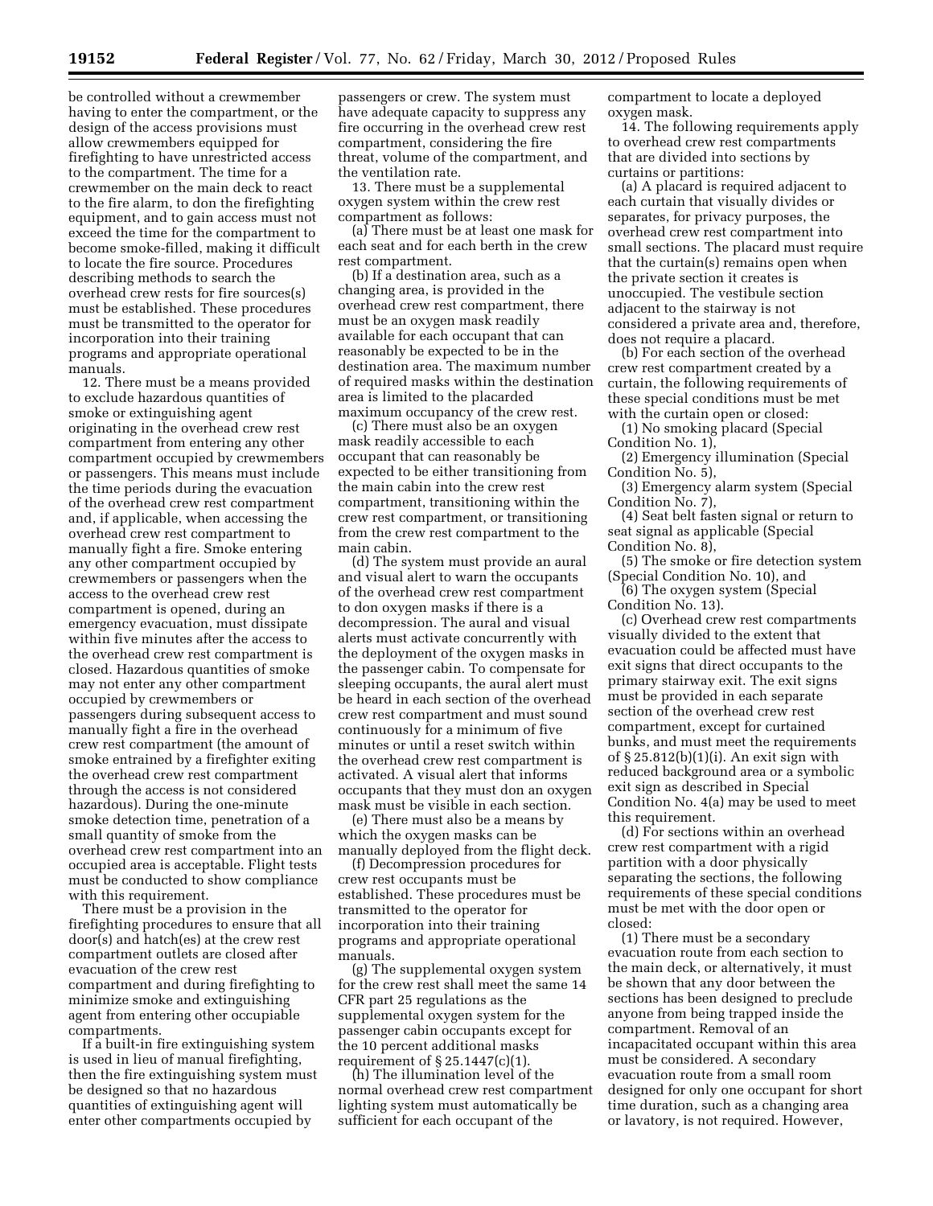be controlled without a crewmember having to enter the compartment, or the design of the access provisions must allow crewmembers equipped for firefighting to have unrestricted access to the compartment. The time for a crewmember on the main deck to react to the fire alarm, to don the firefighting equipment, and to gain access must not exceed the time for the compartment to become smoke-filled, making it difficult to locate the fire source. Procedures describing methods to search the overhead crew rests for fire sources(s) must be established. These procedures must be transmitted to the operator for incorporation into their training programs and appropriate operational manuals.

12. There must be a means provided to exclude hazardous quantities of smoke or extinguishing agent originating in the overhead crew rest compartment from entering any other compartment occupied by crewmembers or passengers. This means must include the time periods during the evacuation of the overhead crew rest compartment and, if applicable, when accessing the overhead crew rest compartment to manually fight a fire. Smoke entering any other compartment occupied by crewmembers or passengers when the access to the overhead crew rest compartment is opened, during an emergency evacuation, must dissipate within five minutes after the access to the overhead crew rest compartment is closed. Hazardous quantities of smoke may not enter any other compartment occupied by crewmembers or passengers during subsequent access to manually fight a fire in the overhead crew rest compartment (the amount of smoke entrained by a firefighter exiting the overhead crew rest compartment through the access is not considered hazardous). During the one-minute smoke detection time, penetration of a small quantity of smoke from the overhead crew rest compartment into an occupied area is acceptable. Flight tests must be conducted to show compliance with this requirement.

There must be a provision in the firefighting procedures to ensure that all door(s) and hatch(es) at the crew rest compartment outlets are closed after evacuation of the crew rest compartment and during firefighting to minimize smoke and extinguishing agent from entering other occupiable compartments.

If a built-in fire extinguishing system is used in lieu of manual firefighting, then the fire extinguishing system must be designed so that no hazardous quantities of extinguishing agent will enter other compartments occupied by passengers or crew. The system must have adequate capacity to suppress any fire occurring in the overhead crew rest compartment, considering the fire threat, volume of the compartment, and the ventilation rate.

13. There must be a supplemental oxygen system within the crew rest compartment as follows:

(a) There must be at least one mask for each seat and for each berth in the crew rest compartment.

(b) If a destination area, such as a changing area, is provided in the overhead crew rest compartment, there must be an oxygen mask readily available for each occupant that can reasonably be expected to be in the destination area. The maximum number of required masks within the destination area is limited to the placarded maximum occupancy of the crew rest.

(c) There must also be an oxygen mask readily accessible to each occupant that can reasonably be expected to be either transitioning from the main cabin into the crew rest compartment, transitioning within the crew rest compartment, or transitioning from the crew rest compartment to the main cabin.

(d) The system must provide an aural and visual alert to warn the occupants of the overhead crew rest compartment to don oxygen masks if there is a decompression. The aural and visual alerts must activate concurrently with the deployment of the oxygen masks in the passenger cabin. To compensate for sleeping occupants, the aural alert must be heard in each section of the overhead crew rest compartment and must sound continuously for a minimum of five minutes or until a reset switch within the overhead crew rest compartment is activated. A visual alert that informs occupants that they must don an oxygen mask must be visible in each section.

(e) There must also be a means by which the oxygen masks can be manually deployed from the flight deck.

(f) Decompression procedures for crew rest occupants must be established. These procedures must be transmitted to the operator for incorporation into their training programs and appropriate operational manuals.

(g) The supplemental oxygen system for the crew rest shall meet the same 14 CFR part 25 regulations as the supplemental oxygen system for the passenger cabin occupants except for the 10 percent additional masks requirement of § 25.1447(c)(1).

(h) The illumination level of the normal overhead crew rest compartment lighting system must automatically be sufficient for each occupant of the compartment to locate a deployed oxygen mask.

14. The following requirements apply to overhead crew rest compartments that are divided into sections by curtains or partitions:

(a) A placard is required adjacent to each curtain that visually divides or separates, for privacy purposes, the overhead crew rest compartment into small sections. The placard must require that the curtain(s) remains open when the private section it creates is unoccupied. The vestibule section adjacent to the stairway is not considered a private area and, therefore, does not require a placard.

(b) For each section of the overhead crew rest compartment created by a curtain, the following requirements of these special conditions must be met with the curtain open or closed:

(1) No smoking placard (Special Condition No. 1),

(2) Emergency illumination (Special Condition No. 5),

(3) Emergency alarm system (Special Condition No. 7),

(4) Seat belt fasten signal or return to seat signal as applicable (Special Condition No. 8),

(5) The smoke or fire detection system (Special Condition No. 10), and

(6) The oxygen system (Special Condition No. 13).

(c) Overhead crew rest compartments visually divided to the extent that evacuation could be affected must have exit signs that direct occupants to the primary stairway exit. The exit signs must be provided in each separate section of the overhead crew rest compartment, except for curtained bunks, and must meet the requirements of § 25.812(b)(1)(i). An exit sign with reduced background area or a symbolic exit sign as described in Special Condition No. 4(a) may be used to meet this requirement.

(d) For sections within an overhead crew rest compartment with a rigid partition with a door physically separating the sections, the following requirements of these special conditions must be met with the door open or closed:

(1) There must be a secondary evacuation route from each section to the main deck, or alternatively, it must be shown that any door between the sections has been designed to preclude anyone from being trapped inside the compartment. Removal of an incapacitated occupant within this area must be considered. A secondary evacuation route from a small room designed for only one occupant for short time duration, such as a changing area or lavatory, is not required. However,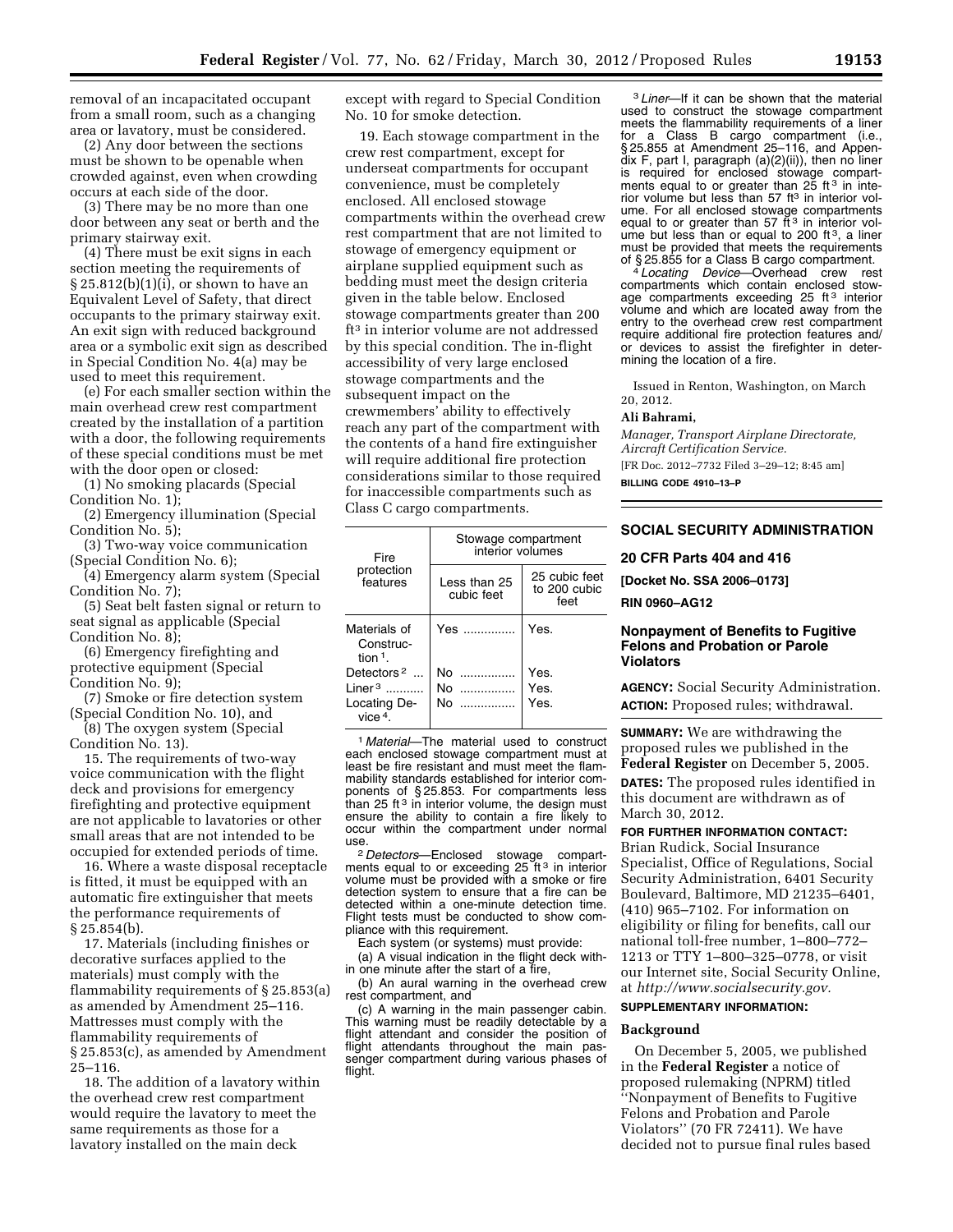removal of an incapacitated occupant from a small room, such as a changing area or lavatory, must be considered.

(2) Any door between the sections must be shown to be openable when crowded against, even when crowding occurs at each side of the door.

(3) There may be no more than one door between any seat or berth and the primary stairway exit.

(4) There must be exit signs in each section meeting the requirements of § 25.812(b)(1)(i), or shown to have an Equivalent Level of Safety, that direct occupants to the primary stairway exit. An exit sign with reduced background area or a symbolic exit sign as described in Special Condition No. 4(a) may be used to meet this requirement.

(e) For each smaller section within the main overhead crew rest compartment created by the installation of a partition with a door, the following requirements of these special conditions must be met with the door open or closed:

(1) No smoking placards (Special Condition No. 1);

(2) Emergency illumination (Special Condition No. 5);

(3) Two-way voice communication (Special Condition No. 6);

(4) Emergency alarm system (Special Condition No. 7);

(5) Seat belt fasten signal or return to seat signal as applicable (Special Condition No. 8);

(6) Emergency firefighting and protective equipment (Special Condition No. 9);

(7) Smoke or fire detection system (Special Condition No. 10), and

(8) The oxygen system (Special Condition No. 13).

15. The requirements of two-way voice communication with the flight deck and provisions for emergency firefighting and protective equipment are not applicable to lavatories or other small areas that are not intended to be occupied for extended periods of time.

16. Where a waste disposal receptacle is fitted, it must be equipped with an automatic fire extinguisher that meets the performance requirements of § 25.854(b).

17. Materials (including finishes or decorative surfaces applied to the materials) must comply with the flammability requirements of § 25.853(a) as amended by Amendment 25–116. Mattresses must comply with the flammability requirements of § 25.853(c), as amended by Amendment 25–116.

18. The addition of a lavatory within the overhead crew rest compartment would require the lavatory to meet the same requirements as those for a lavatory installed on the main deck except with regard to Special Condition No. 10 for smoke detection.

19. Each stowage compartment in the crew rest compartment, except for underseat compartments for occupant convenience, must be completely enclosed. All enclosed stowage compartments within the overhead crew rest compartment that are not limited to stowage of emergency equipment or airplane supplied equipment such as bedding must meet the design criteria given in the table below. Enclosed stowage compartments greater than 200 ft³ in interior volume are not addressed by this special condition. The in-flight accessibility of very large enclosed stowage compartments and the subsequent impact on the crewmembers' ability to effectively reach any part of the compartment with the contents of a hand fire extinguisher will require additional fire protection considerations similar to those required for inaccessible compartments such as Class C cargo compartments.

| Fire protection features | Stowage compartment interior volumes | |
|---|---|---|
| | Less than 25 cubic feet | 25 cubic feet to 200 cubic feet |
| Materials of Construction [1]. | Yes | Yes. |
| Detectors [2] | No | Yes. |
| Liner [3] | No | Yes. |
| Locating Device [4]. | No | Yes. |

[1] *Material*—The material used to construct each enclosed stowage compartment must at least be fire resistant and must meet the flammability standards established for interior components of § 25.853. For compartments less than 25 ft³ in interior volume, the design must ensure the ability to contain a fire likely to occur within the compartment under normal use.

[2] *Detectors*—Enclosed stowage compartments equal to or exceeding 25 ft³ in interior volume must be provided with a smoke or fire detection system to ensure that a fire can be detected within a one-minute detection time. Flight tests must be conducted to show compliance with this requirement.

Each system (or systems) must provide:

(a) A visual indication in the flight deck within one minute after the start of a fire,

(b) An aural warning in the overhead crew rest compartment, and

(c) A warning in the main passenger cabin. This warning must be readily detectable by a flight attendant and consider the position of flight attendants throughout the main passenger compartment during various phases of flight.

[3] *Liner*—If it can be shown that the material used to construct the stowage compartment meets the flammability requirements of a liner for a Class B cargo compartment (i.e., § 25.855 at Amendment 25–116, and Appendix F, part I, paragraph (a)(2)(ii)), then no liner is required for enclosed stowage compartments equal to or greater than 25 ft³ in interior volume but less than 57 ft³ in interior volume. For all enclosed stowage compartments equal to or greater than 57 ft³ in interior volume but less than or equal to 200 ft³, a liner must be provided that meets the requirements of § 25.855 for a Class B cargo compartment.

[4] *Locating Device*—Overhead crew rest compartments which contain enclosed stowage compartments exceeding 25 ft³ interior volume and which are located away from the entry to the overhead crew rest compartment require additional fire protection features and/or devices to assist the firefighter in determining the location of a fire.

Issued in Renton, Washington, on March 20, 2012.

**Ali Bahrami,**

*Manager, Transport Airplane Directorate, Aircraft Certification Service.*

[FR Doc. 2012–7732 Filed 3–29–12; 8:45 am]

**BILLING CODE 4910–13–P**

---

## SOCIAL SECURITY ADMINISTRATION

### 20 CFR Parts 404 and 416

**[Docket No. SSA 2006–0173]**

**RIN 0960–AG12**

### Nonpayment of Benefits to Fugitive Felons and Probation or Parole Violators

**AGENCY:** Social Security Administration.

**ACTION:** Proposed rules; withdrawal.

**SUMMARY:** We are withdrawing the proposed rules we published in the **Federal Register** on December 5, 2005.

**DATES:** The proposed rules identified in this document are withdrawn as of March 30, 2012.

**FOR FURTHER INFORMATION CONTACT:** Brian Rudick, Social Insurance Specialist, Office of Regulations, Social Security Administration, 6401 Security Boulevard, Baltimore, MD 21235–6401, (410) 965–7102. For information on eligibility or filing for benefits, call our national toll-free number, 1–800–772–1213 or TTY 1–800–325–0778, or visit our Internet site, Social Security Online, at *http://www.socialsecurity.gov.*

**SUPPLEMENTARY INFORMATION:**

#### Background

On December 5, 2005, we published in the **Federal Register** a notice of proposed rulemaking (NPRM) titled ''Nonpayment of Benefits to Fugitive Felons and Probation and Parole Violators'' (70 FR 72411). We have decided not to pursue final rules based